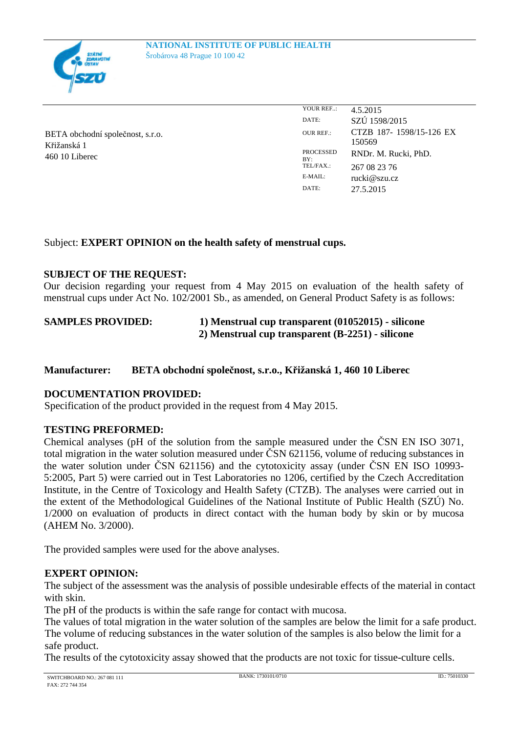**NATIONAL INSTITUTE OF PUBLIC HEALTH**
Šrobárova 48 Prague 10 100 42

BETA obchodní společnost, s.r.o.
Křižanská 1
460 10 Liberec

| | |
|---|---|
| YOUR REF..: | 4.5.2015 |
| DATE: | SZÚ 1598/2015 |
| OUR REF.: | CTZB 187- 1598/15-126 EX 150569 |
| PROCESSED BY: | RNDr. M. Rucki, PhD. |
| TEL/FAX.: | 267 08 23 76 |
| E-MAIL: | rucki@szu.cz |
| DATE: | 27.5.2015 |

Subject: **EXPERT OPINION on the health safety of menstrual cups.**

**SUBJECT OF THE REQUEST:**
Our decision regarding your request from 4 May 2015 on evaluation of the health safety of menstrual cups under Act No. 102/2001 Sb., as amended, on General Product Safety is as follows:

**SAMPLES PROVIDED:** 
**1) Menstrual cup transparent (01052015) - silicone**
**2) Menstrual cup transparent (B-2251) - silicone**

**Manufacturer: BETA obchodní společnost, s.r.o., Křižanská 1, 460 10 Liberec**

**DOCUMENTATION PROVIDED:**
Specification of the product provided in the request from 4 May 2015.

**TESTING PREFORMED:**
Chemical analyses (pH of the solution from the sample measured under the ČSN EN ISO 3071, total migration in the water solution measured under ČSN 621156, volume of reducing substances in the water solution under ČSN 621156) and the cytotoxicity assay (under ČSN EN ISO 10993-5:2005, Part 5) were carried out in Test Laboratories no 1206, certified by the Czech Accreditation Institute, in the Centre of Toxicology and Health Safety (CTZB). The analyses were carried out in the extent of the Methodological Guidelines of the National Institute of Public Health (SZÚ) No. 1/2000 on evaluation of products in direct contact with the human body by skin or by mucosa (AHEM No. 3/2000).

The provided samples were used for the above analyses.

**EXPERT OPINION:**
The subject of the assessment was the analysis of possible undesirable effects of the material in contact with skin.
The pH of the products is within the safe range for contact with mucosa.
The values of total migration in the water solution of the samples are below the limit for a safe product.
The volume of reducing substances in the water solution of the samples is also below the limit for a safe product.
The results of the cytotoxicity assay showed that the products are not toxic for tissue-culture cells.

SWITCHBOARD NO.: 267 081 111
FAX: 272 744 354
BANK: 1730101/0710
ID.: 75010330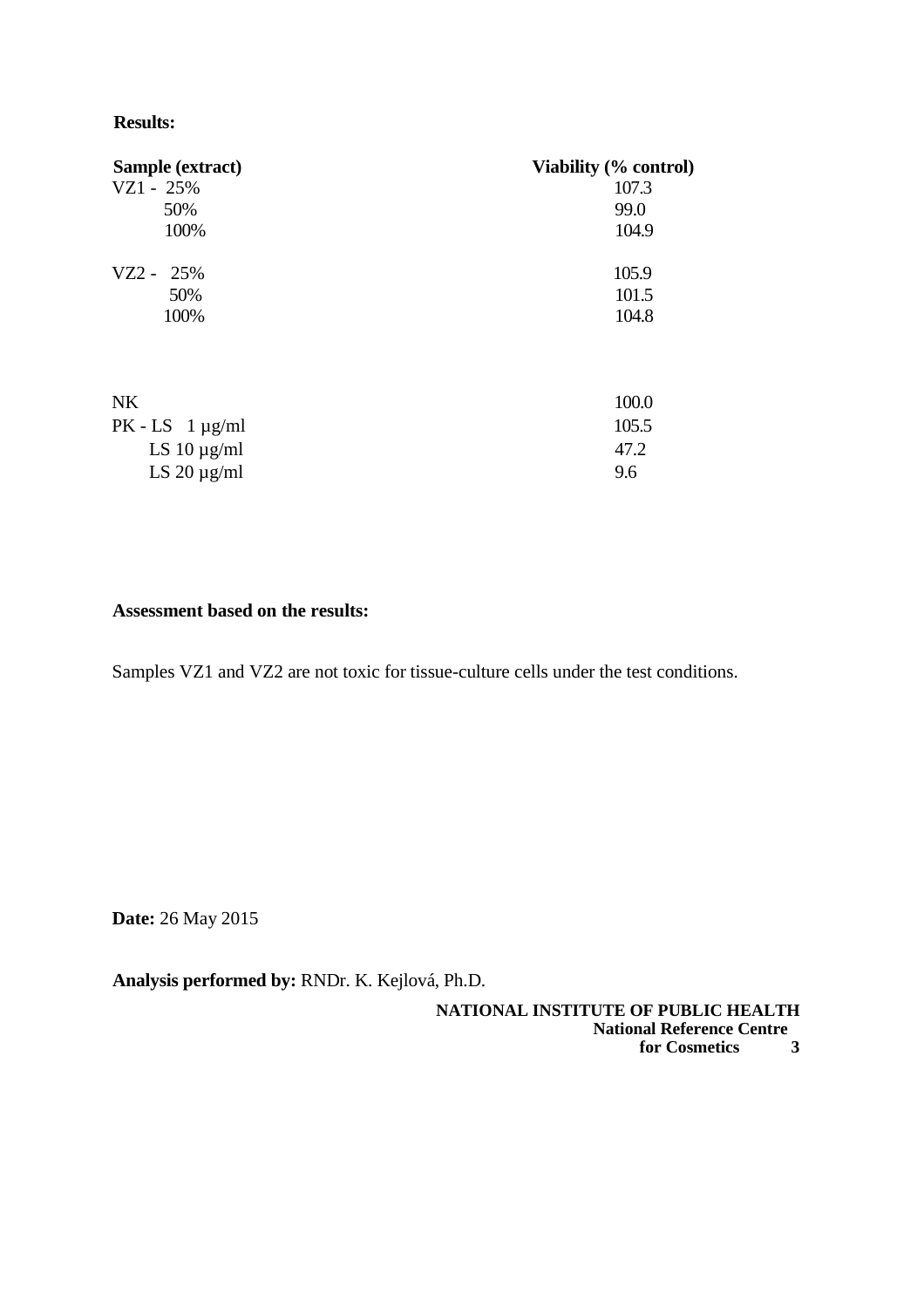**Results:**

| Sample (extract) | Viability (% control) |
|---|---|
| VZ1 - 25% | 107.3 |
| 50% | 99.0 |
| 100% | 104.9 |
| VZ2 - 25% | 105.9 |
| 50% | 101.5 |
| 100% | 104.8 |
| NK | 100.0 |
| PK - LS 1 µg/ml | 105.5 |
| LS 10 µg/ml | 47.2 |
| LS 20 µg/ml | 9.6 |

**Assessment based on the results:**

Samples VZ1 and VZ2 are not toxic for tissue-culture cells under the test conditions.

**Date:** 26 May 2015

**Analysis performed by:** RNDr. K. Kejlová, Ph.D.

**NATIONAL INSTITUTE OF PUBLIC HEALTH**
**National Reference Centre**
**for Cosmetics**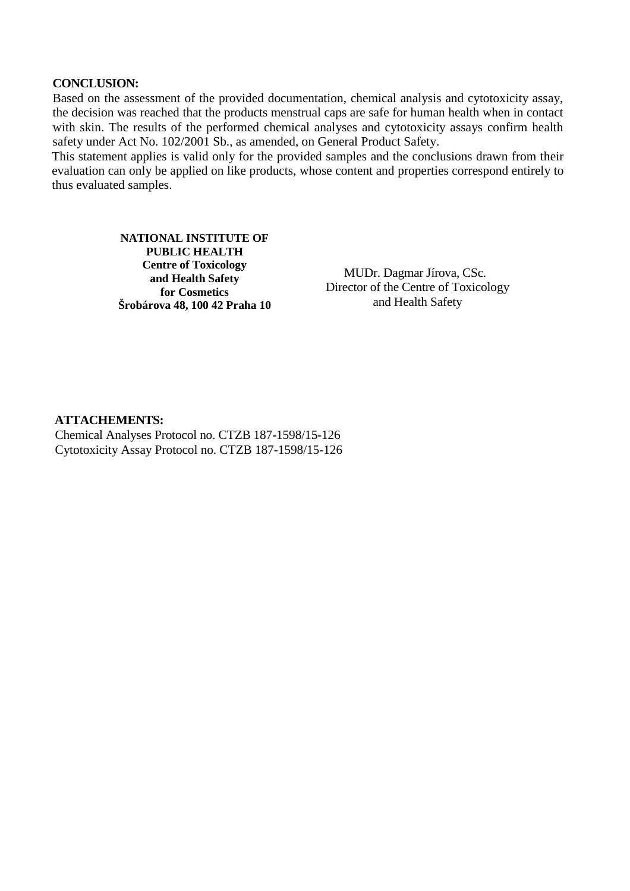**CONCLUSION:**

Based on the assessment of the provided documentation, chemical analysis and cytotoxicity assay, the decision was reached that the products menstrual caps are safe for human health when in contact with skin. The results of the performed chemical analyses and cytotoxicity assays confirm health safety under Act No. 102/2001 Sb., as amended, on General Product Safety.

This statement applies is valid only for the provided samples and the conclusions drawn from their evaluation can only be applied on like products, whose content and properties correspond entirely to thus evaluated samples.

**NATIONAL INSTITUTE OF PUBLIC HEALTH**
**Centre of Toxicology and Health Safety for Cosmetics**
**Šrobárova 48, 100 42 Praha 10**

MUDr. Dagmar Jírova, CSc.
Director of the Centre of Toxicology and Health Safety

**ATTACHEMENTS:**

Chemical Analyses Protocol no. CTZB 187-1598/15-126
Cytotoxicity Assay Protocol no. CTZB 187-1598/15-126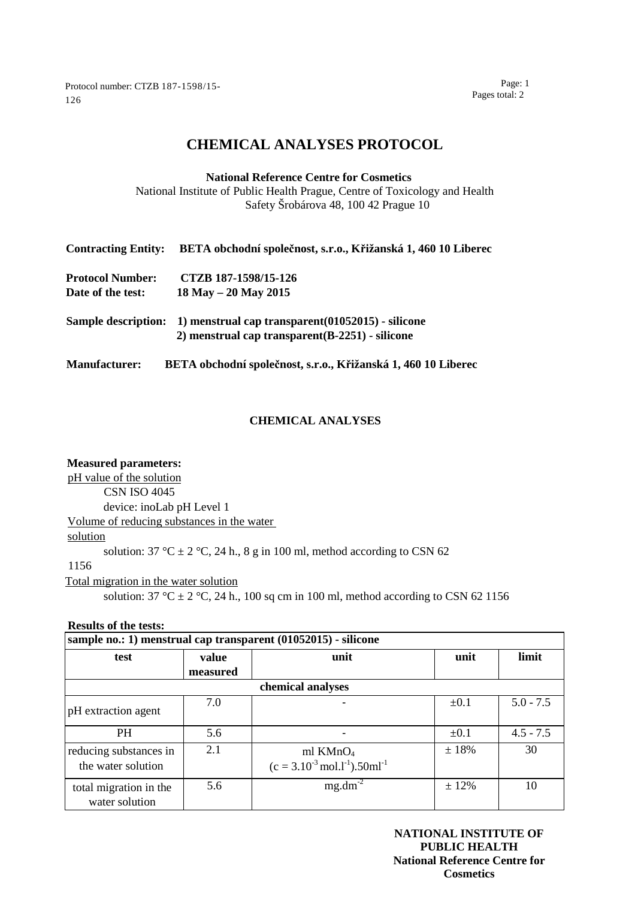# CHEMICAL ANALYSES PROTOCOL

**National Reference Centre for Cosmetics**
National Institute of Public Health Prague, Centre of Toxicology and Health Safety Šrobárova 48, 100 42 Prague 10

**Contracting Entity:** **BETA obchodní společnost, s.r.o., Křižanská 1, 460 10 Liberec**

**Protocol Number:** **CTZB 187-1598/15-126**
**Date of the test:** **18 May – 20 May 2015**

**Sample description:** **1) menstrual cap transparent(01052015) - silicone**
**2) menstrual cap transparent(B-2251) - silicone**

**Manufacturer:** **BETA obchodní společnost, s.r.o., Křižanská 1, 460 10 Liberec**

## CHEMICAL ANALYSES

**Measured parameters:**

pH value of the solution
CSN ISO 4045
device: inoLab pH Level 1

Volume of reducing substances in the water solution
solution: 37 °C ± 2 °C, 24 h., 8 g in 100 ml, method according to CSN 62 1156

Total migration in the water solution
solution: 37 °C ± 2 °C, 24 h., 100 sq cm in 100 ml, method according to CSN 62 1156

**Results of the tests:**

| **sample no.: 1) menstrual cap transparent (01052015) - silicone** | | | | |
|---|---|---|---|---|
| **test** | **value measured** | **unit** | **unit** | **limit** |
| **chemical analyses** | | | | |
| pH extraction agent | 7.0 | - | ±0.1 | 5.0 - 7.5 |
| PH | 5.6 | - | ±0.1 | 4.5 - 7.5 |
| reducing substances in the water solution | 2.1 | ml $KMnO_4$ ($c = 3.10^{-3}$ $mol.l^{-1}$).$50ml^{-1}$ | ± 18% | 30 |
| total migration in the water solution | 5.6 | $mg.dm^{-2}$ | ± 12% | 10 |

**NATIONAL INSTITUTE OF PUBLIC HEALTH**
**National Reference Centre for Cosmetics**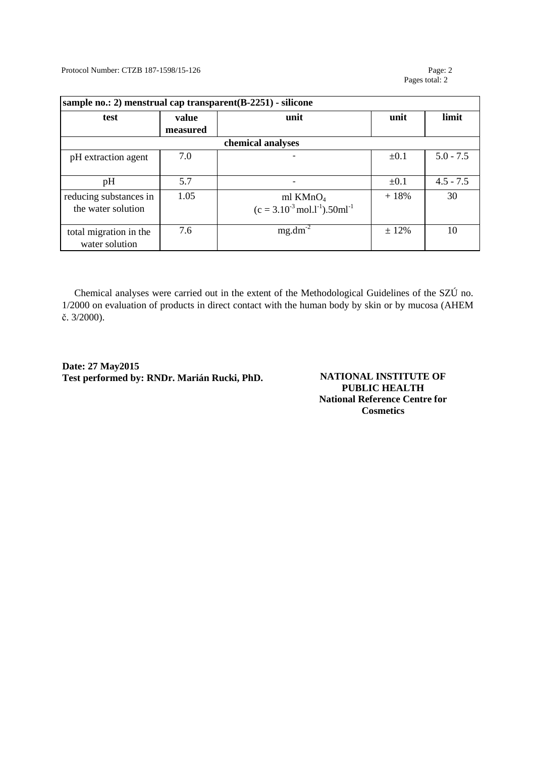Protocol Number: CTZB 187-1598/15-126

| sample no.: 2) menstrual cap transparent(B-2251) - silicone | | | | |
|---|---|---|---|---|
| **test** | **value measured** | **unit** | **unit** | **limit** |
| **chemical analyses** | | | | |
| pH extraction agent | 7.0 | - | ±0.1 | 5.0 - 7.5 |
| pH | 5.7 | - | ±0.1 | 4.5 - 7.5 |
| reducing substances in the water solution | 1.05 | ml $KMnO_4$ ($c = 3.10^{-3}$ $mol.l^{-1}$).$50ml^{-1}$ | + 18% | 30 |
| total migration in the water solution | 7.6 | $mg.dm^{-2}$ | ± 12% | 10 |

Chemical analyses were carried out in the extent of the Methodological Guidelines of the SZÚ no. 1/2000 on evaluation of products in direct contact with the human body by skin or by mucosa (AHEM č. 3/2000).

**Date: 27 May2015**
**Test performed by: RNDr. Marián Rucki, PhD.**

**NATIONAL INSTITUTE OF PUBLIC HEALTH**
**National Reference Centre for Cosmetics**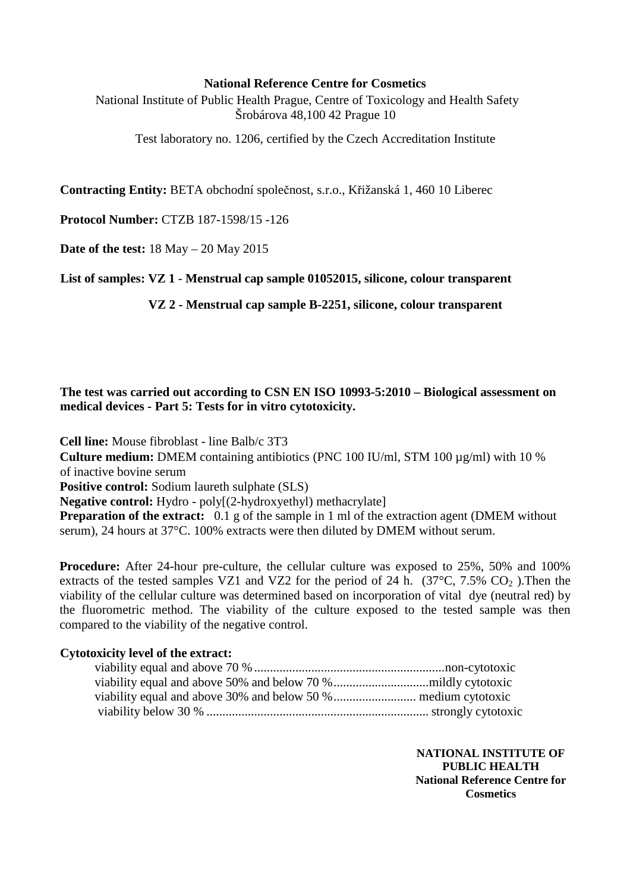**National Reference Centre for Cosmetics**

National Institute of Public Health Prague, Centre of Toxicology and Health Safety
Šrobárova 48,100 42 Prague 10

Test laboratory no. 1206, certified by the Czech Accreditation Institute

**Contracting Entity:** BETA obchodní společnost, s.r.o., Křižanská 1, 460 10 Liberec

**Protocol Number:** CTZB 187-1598/15 -126

**Date of the test:** 18 May – 20 May 2015

**List of samples: VZ 1 - Menstrual cap sample 01052015, silicone, colour transparent**

**VZ 2 - Menstrual cap sample B-2251, silicone, colour transparent**

**The test was carried out according to CSN EN ISO 10993-5:2010 – Biological assessment on medical devices - Part 5: Tests for in vitro cytotoxicity.**

**Cell line:** Mouse fibroblast - line Balb/c 3T3
**Culture medium:** DMEM containing antibiotics (PNC 100 IU/ml, STM 100 µg/ml) with 10 % of inactive bovine serum
**Positive control:** Sodium laureth sulphate (SLS)
**Negative control:** Hydro - poly[(2-hydroxyethyl) methacrylate]
**Preparation of the extract:** 0.1 g of the sample in 1 ml of the extraction agent (DMEM without serum), 24 hours at 37°C. 100% extracts were then diluted by DMEM without serum.

**Procedure:** After 24-hour pre-culture, the cellular culture was exposed to 25%, 50% and 100% extracts of the tested samples VZ1 and VZ2 for the period of 24 h. (37°C, 7.5% $CO_2$ ).Then the viability of the cellular culture was determined based on incorporation of vital dye (neutral red) by the fluorometric method. The viability of the culture exposed to the tested sample was then compared to the viability of the negative control.

**Cytotoxicity level of the extract:**

viability equal and above 70 %............................................................non-cytotoxic
viability equal and above 50% and below 70 %..............................mildly cytotoxic
viability equal and above 30% and below 50 %.......................... medium cytotoxic
viability below 30 % ..................................................................... strongly cytotoxic

**NATIONAL INSTITUTE OF PUBLIC HEALTH**
**National Reference Centre for Cosmetics**